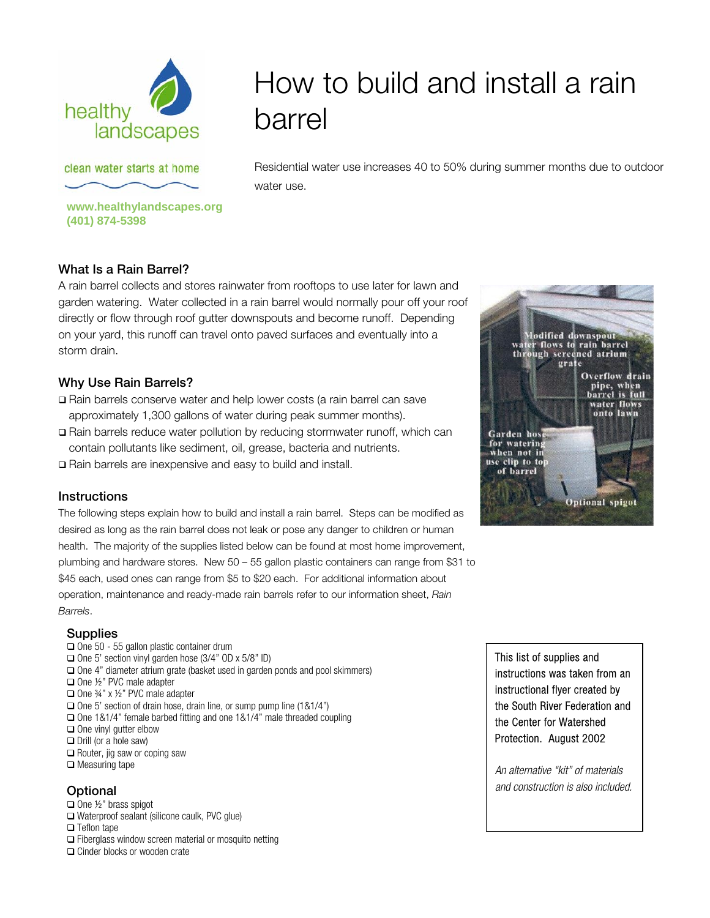healthy landscapes

clean water starts at home

**www.healthylandscapes.org**
**(401) 874-5398**

# How to build and install a rain barrel

Residential water use increases 40 to 50% during summer months due to outdoor water use.

## What Is a Rain Barrel?

A rain barrel collects and stores rainwater from rooftops to use later for lawn and garden watering. Water collected in a rain barrel would normally pour off your roof directly or flow through roof gutter downspouts and become runoff. Depending on your yard, this runoff can travel onto paved surfaces and eventually into a storm drain.

## Why Use Rain Barrels?

- Rain barrels conserve water and help lower costs (a rain barrel can save approximately 1,300 gallons of water during peak summer months).
- Rain barrels reduce water pollution by reducing stormwater runoff, which can contain pollutants like sediment, oil, grease, bacteria and nutrients.
- Rain barrels are inexpensive and easy to build and install.

Modified downspout water flows to rain barrel through screened atrium grate

Overflow drain pipe, when barrel is full water flows onto lawn

Garden hose for watering when not in use clip to top of barrel

Optional spigot

## Instructions

The following steps explain how to build and install a rain barrel. Steps can be modified as desired as long as the rain barrel does not leak or pose any danger to children or human health. The majority of the supplies listed below can be found at most home improvement, plumbing and hardware stores. New 50 – 55 gallon plastic containers can range from $31 to $45 each, used ones can range from $5 to $20 each. For additional information about operation, maintenance and ready-made rain barrels refer to our information sheet, *Rain Barrels*.

### Supplies

- One 50 - 55 gallon plastic container drum
- One 5' section vinyl garden hose (3/4" OD x 5/8" ID)
- One 4" diameter atrium grate (basket used in garden ponds and pool skimmers)
- One ½" PVC male adapter
- One ¾" x ½" PVC male adapter
- One 5' section of drain hose, drain line, or sump pump line (1&1/4")
- One 1&1/4" female barbed fitting and one 1&1/4" male threaded coupling
- One vinyl gutter elbow
- Drill (or a hole saw)
- Router, jig saw or coping saw
- Measuring tape

### Optional

- One ½" brass spigot
- Waterproof sealant (silicone caulk, PVC glue)
- Teflon tape
- Fiberglass window screen material or mosquito netting
- Cinder blocks or wooden crate

This list of supplies and instructions was taken from an instructional flyer created by the South River Federation and the Center for Watershed Protection. August 2002

*An alternative "kit" of materials and construction is also included.*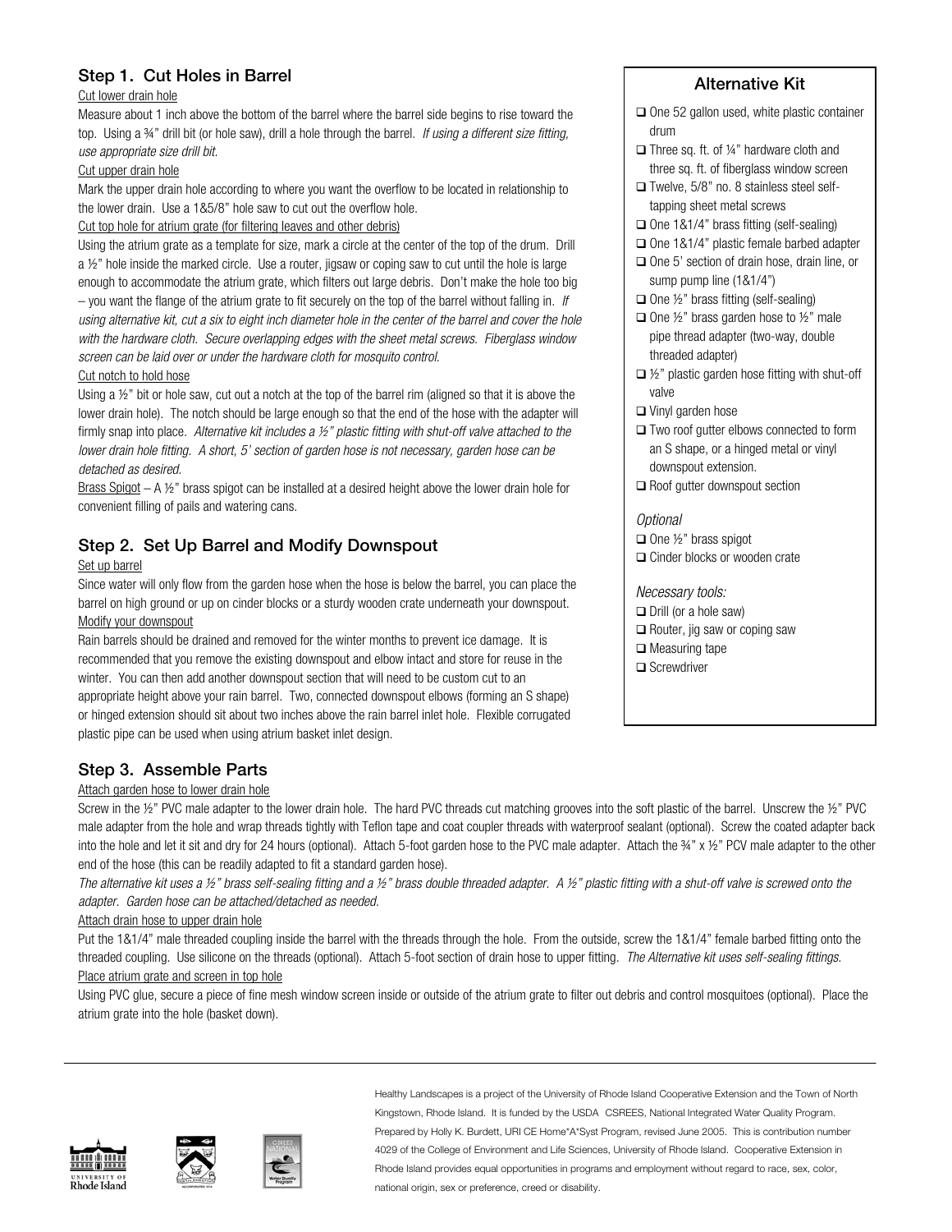## Step 1. Cut Holes in Barrel

Cut lower drain hole

Measure about 1 inch above the bottom of the barrel where the barrel side begins to rise toward the top. Using a ¾" drill bit (or hole saw), drill a hole through the barrel. *If using a different size fitting, use appropriate size drill bit.*

Cut upper drain hole

Mark the upper drain hole according to where you want the overflow to be located in relationship to the lower drain. Use a 1&5/8" hole saw to cut out the overflow hole.

Cut top hole for atrium grate (for filtering leaves and other debris)

Using the atrium grate as a template for size, mark a circle at the center of the top of the drum. Drill a ½" hole inside the marked circle. Use a router, jigsaw or coping saw to cut until the hole is large enough to accommodate the atrium grate, which filters out large debris. Don't make the hole too big – you want the flange of the atrium grate to fit securely on the top of the barrel without falling in. *If using alternative kit, cut a six to eight inch diameter hole in the center of the barrel and cover the hole with the hardware cloth. Secure overlapping edges with the sheet metal screws. Fiberglass window screen can be laid over or under the hardware cloth for mosquito control.*

Cut notch to hold hose

Using a ½" bit or hole saw, cut out a notch at the top of the barrel rim (aligned so that it is above the lower drain hole). The notch should be large enough so that the end of the hose with the adapter will firmly snap into place. *Alternative kit includes a ½" plastic fitting with shut-off valve attached to the lower drain hole fitting. A short, 5' section of garden hose is not necessary, garden hose can be detached as desired.*

Brass Spigot – A ½" brass spigot can be installed at a desired height above the lower drain hole for convenient filling of pails and watering cans.

## Step 2. Set Up Barrel and Modify Downspout

Set up barrel

Since water will only flow from the garden hose when the hose is below the barrel, you can place the barrel on high ground or up on cinder blocks or a sturdy wooden crate underneath your downspout.

Modify your downspout

Rain barrels should be drained and removed for the winter months to prevent ice damage. It is recommended that you remove the existing downspout and elbow intact and store for reuse in the winter. You can then add another downspout section that will need to be custom cut to an appropriate height above your rain barrel. Two, connected downspout elbows (forming an S shape) or hinged extension should sit about two inches above the rain barrel inlet hole. Flexible corrugated plastic pipe can be used when using atrium basket inlet design.

### Alternative Kit

- One 52 gallon used, white plastic container drum
- Three sq. ft. of ¼" hardware cloth and three sq. ft. of fiberglass window screen
- Twelve, 5/8" no. 8 stainless steel self-tapping sheet metal screws
- One 1&1/4" brass fitting (self-sealing)
- One 1&1/4" plastic female barbed adapter
- One 5' section of drain hose, drain line, or sump pump line (1&1/4")
- One ½" brass fitting (self-sealing)
- One ½" brass garden hose to ½" male pipe thread adapter (two-way, double threaded adapter)
- ½" plastic garden hose fitting with shut-off valve
- Vinyl garden hose
- Two roof gutter elbows connected to form an S shape, or a hinged metal or vinyl downspout extension.
- Roof gutter downspout section

*Optional*

- One ½" brass spigot
- Cinder blocks or wooden crate

*Necessary tools:*

- Drill (or a hole saw)
- Router, jig saw or coping saw
- Measuring tape
- Screwdriver

## Step 3. Assemble Parts

Attach garden hose to lower drain hole

Screw in the ½" PVC male adapter to the lower drain hole. The hard PVC threads cut matching grooves into the soft plastic of the barrel. Unscrew the ½" PVC male adapter from the hole and wrap threads tightly with Teflon tape and coat coupler threads with waterproof sealant (optional). Screw the coated adapter back into the hole and let it sit and dry for 24 hours (optional). Attach 5-foot garden hose to the PVC male adapter. Attach the ¾" x ½" PCV male adapter to the other end of the hose (this can be readily adapted to fit a standard garden hose).

*The alternative kit uses a ½" brass self-sealing fitting and a ½" brass double threaded adapter. A ½" plastic fitting with a shut-off valve is screwed onto the adapter. Garden hose can be attached/detached as needed.*

Attach drain hose to upper drain hole

Put the 1&1/4" male threaded coupling inside the barrel with the threads through the hole. From the outside, screw the 1&1/4" female barbed fitting onto the threaded coupling. Use silicone on the threads (optional). Attach 5-foot section of drain hose to upper fitting. *The Alternative kit uses self-sealing fittings.*

Place atrium grate and screen in top hole

Using PVC glue, secure a piece of fine mesh window screen inside or outside of the atrium grate to filter out debris and control mosquitoes (optional). Place the atrium grate into the hole (basket down).

---

Healthy Landscapes is a project of the University of Rhode Island Cooperative Extension and the Town of North Kingstown, Rhode Island. It is funded by the USDA CSREES, National Integrated Water Quality Program. Prepared by Holly K. Burdett, URI CE Home*A*Syst Program, revised June 2005. This is contribution number 4029 of the College of Environment and Life Sciences, University of Rhode Island. Cooperative Extension in Rhode Island provides equal opportunities in programs and employment without regard to race, sex, color, national origin, sex or preference, creed or disability.